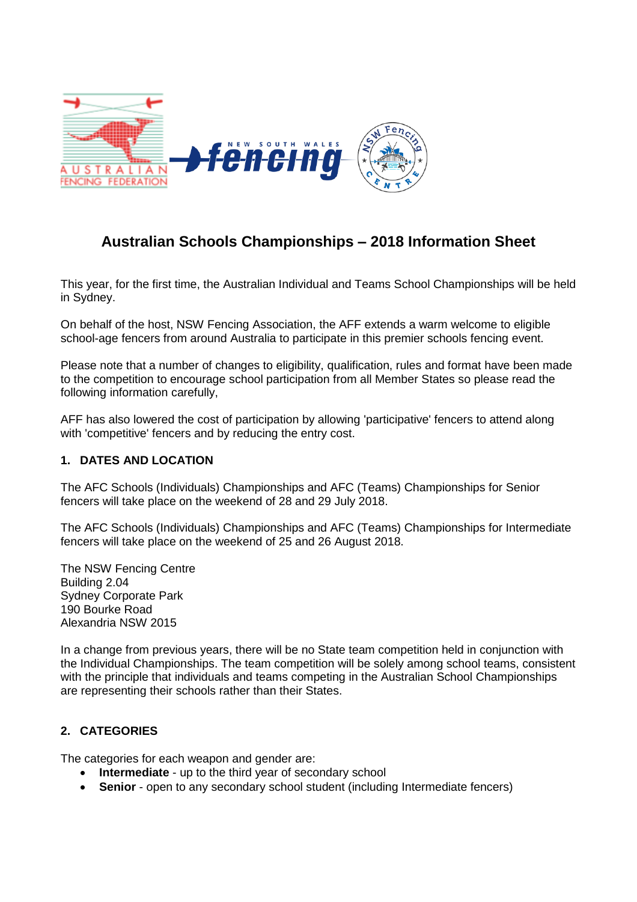# Australian Schools Championships – 2018 Information Sheet

This year, for the first time, the Australian Individual and Teams School Championships will be held in Sydney.

On behalf of the host, NSW Fencing Association, the AFF extends a warm welcome to eligible school-age fencers from around Australia to participate in this premier schools fencing event.

Please note that a number of changes to eligibility, qualification, rules and format have been made to the competition to encourage school participation from all Member States so please read the following information carefully,

AFF has also lowered the cost of participation by allowing 'participative' fencers to attend along with 'competitive' fencers and by reducing the entry cost.

## 1. DATES AND LOCATION

The AFC Schools (Individuals) Championships and AFC (Teams) Championships for Senior fencers will take place on the weekend of 28 and 29 July 2018.

The AFC Schools (Individuals) Championships and AFC (Teams) Championships for Intermediate fencers will take place on the weekend of 25 and 26 August 2018.

The NSW Fencing Centre
Building 2.04
Sydney Corporate Park
190 Bourke Road
Alexandria NSW 2015

In a change from previous years, there will be no State team competition held in conjunction with the Individual Championships. The team competition will be solely among school teams, consistent with the principle that individuals and teams competing in the Australian School Championships are representing their schools rather than their States.

## 2. CATEGORIES

The categories for each weapon and gender are:

- **Intermediate** - up to the third year of secondary school
- **Senior** - open to any secondary school student (including Intermediate fencers)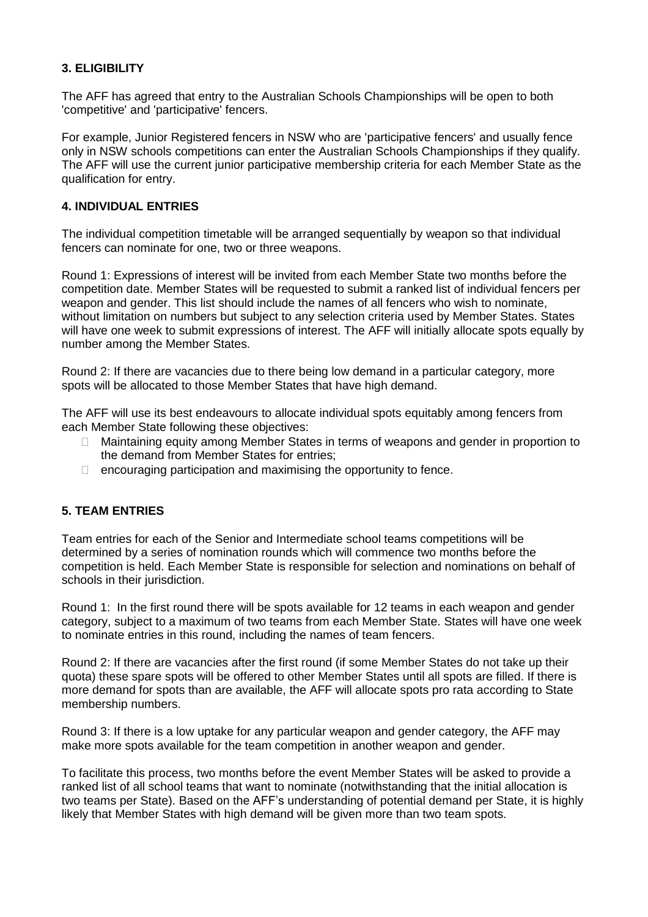### 3. ELIGIBILITY

The AFF has agreed that entry to the Australian Schools Championships will be open to both 'competitive' and 'participative' fencers.

For example, Junior Registered fencers in NSW who are 'participative fencers' and usually fence only in NSW schools competitions can enter the Australian Schools Championships if they qualify. The AFF will use the current junior participative membership criteria for each Member State as the qualification for entry.

### 4. INDIVIDUAL ENTRIES

The individual competition timetable will be arranged sequentially by weapon so that individual fencers can nominate for one, two or three weapons.

Round 1: Expressions of interest will be invited from each Member State two months before the competition date. Member States will be requested to submit a ranked list of individual fencers per weapon and gender. This list should include the names of all fencers who wish to nominate, without limitation on numbers but subject to any selection criteria used by Member States. States will have one week to submit expressions of interest. The AFF will initially allocate spots equally by number among the Member States.

Round 2: If there are vacancies due to there being low demand in a particular category, more spots will be allocated to those Member States that have high demand.

The AFF will use its best endeavours to allocate individual spots equitably among fencers from each Member State following these objectives:

- Maintaining equity among Member States in terms of weapons and gender in proportion to the demand from Member States for entries;
- encouraging participation and maximising the opportunity to fence.

### 5. TEAM ENTRIES

Team entries for each of the Senior and Intermediate school teams competitions will be determined by a series of nomination rounds which will commence two months before the competition is held. Each Member State is responsible for selection and nominations on behalf of schools in their jurisdiction.

Round 1: In the first round there will be spots available for 12 teams in each weapon and gender category, subject to a maximum of two teams from each Member State. States will have one week to nominate entries in this round, including the names of team fencers.

Round 2: If there are vacancies after the first round (if some Member States do not take up their quota) these spare spots will be offered to other Member States until all spots are filled. If there is more demand for spots than are available, the AFF will allocate spots pro rata according to State membership numbers.

Round 3: If there is a low uptake for any particular weapon and gender category, the AFF may make more spots available for the team competition in another weapon and gender.

To facilitate this process, two months before the event Member States will be asked to provide a ranked list of all school teams that want to nominate (notwithstanding that the initial allocation is two teams per State). Based on the AFF's understanding of potential demand per State, it is highly likely that Member States with high demand will be given more than two team spots.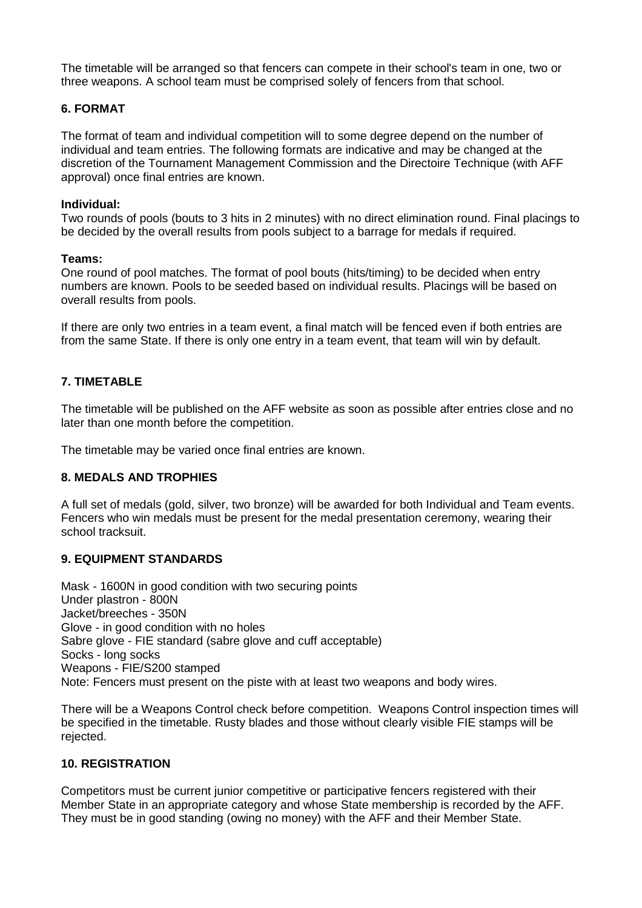The timetable will be arranged so that fencers can compete in their school's team in one, two or three weapons. A school team must be comprised solely of fencers from that school.

## 6. FORMAT

The format of team and individual competition will to some degree depend on the number of individual and team entries. The following formats are indicative and may be changed at the discretion of the Tournament Management Commission and the Directoire Technique (with AFF approval) once final entries are known.

**Individual:**
Two rounds of pools (bouts to 3 hits in 2 minutes) with no direct elimination round. Final placings to be decided by the overall results from pools subject to a barrage for medals if required.

**Teams:**
One round of pool matches. The format of pool bouts (hits/timing) to be decided when entry numbers are known. Pools to be seeded based on individual results. Placings will be based on overall results from pools.

If there are only two entries in a team event, a final match will be fenced even if both entries are from the same State. If there is only one entry in a team event, that team will win by default.

## 7. TIMETABLE

The timetable will be published on the AFF website as soon as possible after entries close and no later than one month before the competition.

The timetable may be varied once final entries are known.

## 8. MEDALS AND TROPHIES

A full set of medals (gold, silver, two bronze) will be awarded for both Individual and Team events. Fencers who win medals must be present for the medal presentation ceremony, wearing their school tracksuit.

## 9. EQUIPMENT STANDARDS

Mask - 1600N in good condition with two securing points
Under plastron - 800N
Jacket/breeches - 350N
Glove - in good condition with no holes
Sabre glove - FIE standard (sabre glove and cuff acceptable)
Socks - long socks
Weapons - FIE/S200 stamped
Note: Fencers must present on the piste with at least two weapons and body wires.

There will be a Weapons Control check before competition. Weapons Control inspection times will be specified in the timetable. Rusty blades and those without clearly visible FIE stamps will be rejected.

## 10. REGISTRATION

Competitors must be current junior competitive or participative fencers registered with their Member State in an appropriate category and whose State membership is recorded by the AFF. They must be in good standing (owing no money) with the AFF and their Member State.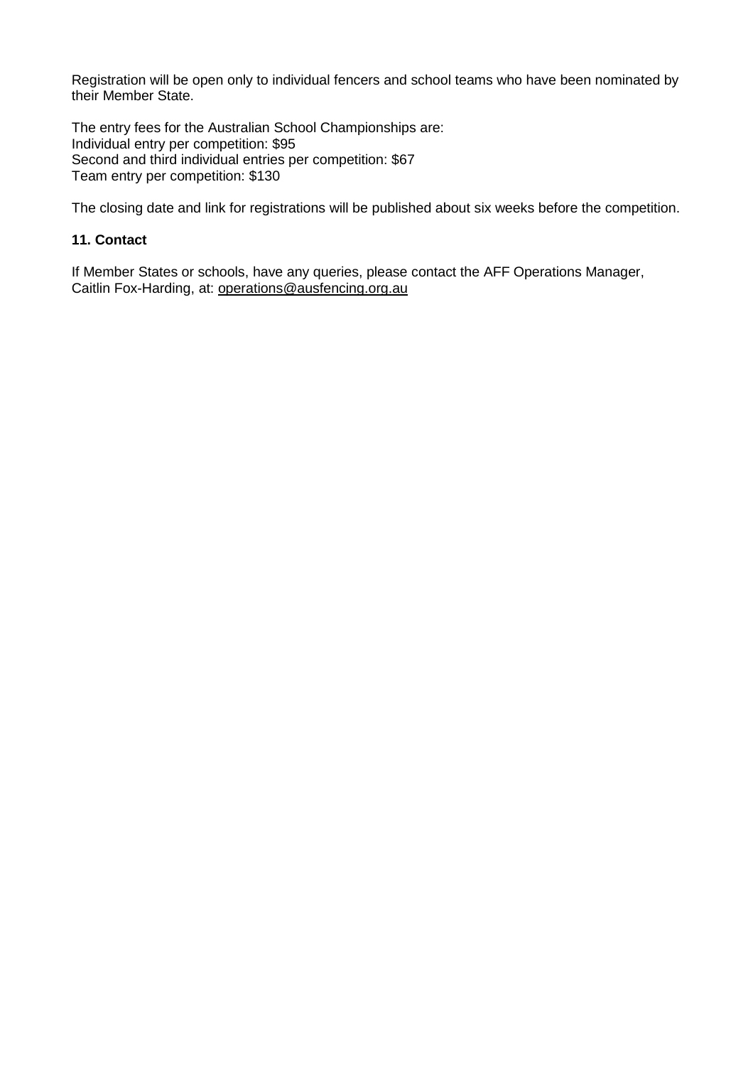Registration will be open only to individual fencers and school teams who have been nominated by their Member State.

The entry fees for the Australian School Championships are:
Individual entry per competition: $95
Second and third individual entries per competition: $67
Team entry per competition: $130

The closing date and link for registrations will be published about six weeks before the competition.

**11. Contact**

If Member States or schools, have any queries, please contact the AFF Operations Manager, Caitlin Fox-Harding, at: operations@ausfencing.org.au